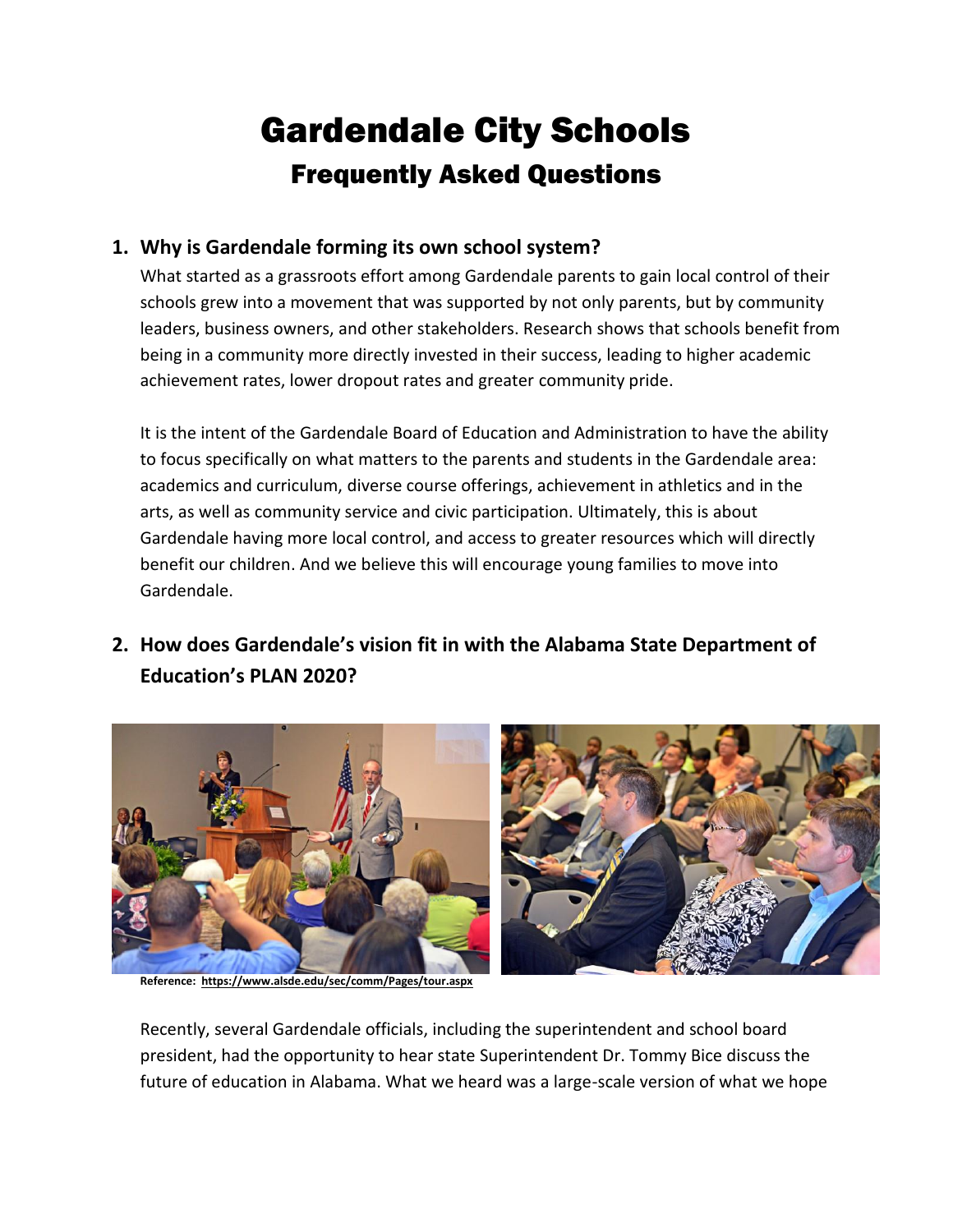# Gardendale City Schools

## Frequently Asked Questions

### 1. Why is Gardendale forming its own school system?

What started as a grassroots effort among Gardendale parents to gain local control of their schools grew into a movement that was supported by not only parents, but by community leaders, business owners, and other stakeholders. Research shows that schools benefit from being in a community more directly invested in their success, leading to higher academic achievement rates, lower dropout rates and greater community pride.

It is the intent of the Gardendale Board of Education and Administration to have the ability to focus specifically on what matters to the parents and students in the Gardendale area: academics and curriculum, diverse course offerings, achievement in athletics and in the arts, as well as community service and civic participation. Ultimately, this is about Gardendale having more local control, and access to greater resources which will directly benefit our children. And we believe this will encourage young families to move into Gardendale.

### 2. How does Gardendale's vision fit in with the Alabama State Department of Education's PLAN 2020?

**Reference: https://www.alsde.edu/sec/comm/Pages/tour.aspx**

Recently, several Gardendale officials, including the superintendent and school board president, had the opportunity to hear state Superintendent Dr. Tommy Bice discuss the future of education in Alabama. What we heard was a large-scale version of what we hope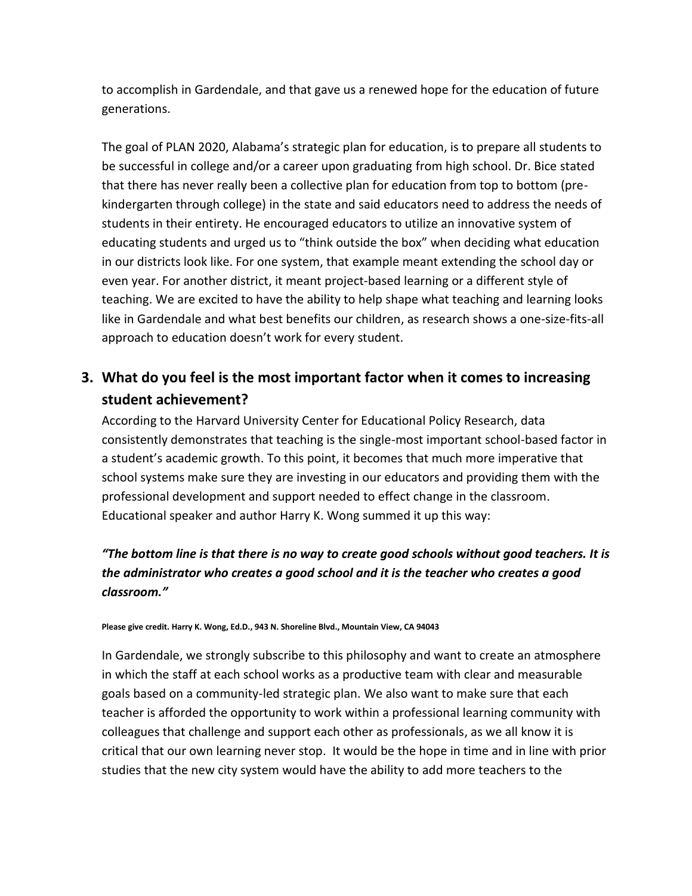to accomplish in Gardendale, and that gave us a renewed hope for the education of future generations.

The goal of PLAN 2020, Alabama's strategic plan for education, is to prepare all students to be successful in college and/or a career upon graduating from high school. Dr. Bice stated that there has never really been a collective plan for education from top to bottom (pre-kindergarten through college) in the state and said educators need to address the needs of students in their entirety. He encouraged educators to utilize an innovative system of educating students and urged us to "think outside the box" when deciding what education in our districts look like. For one system, that example meant extending the school day or even year. For another district, it meant project-based learning or a different style of teaching. We are excited to have the ability to help shape what teaching and learning looks like in Gardendale and what best benefits our children, as research shows a one-size-fits-all approach to education doesn't work for every student.

### 3. What do you feel is the most important factor when it comes to increasing student achievement?

According to the Harvard University Center for Educational Policy Research, data consistently demonstrates that teaching is the single-most important school-based factor in a student's academic growth. To this point, it becomes that much more imperative that school systems make sure they are investing in our educators and providing them with the professional development and support needed to effect change in the classroom. Educational speaker and author Harry K. Wong summed it up this way:

***"The bottom line is that there is no way to create good schools without good teachers. It is the administrator who creates a good school and it is the teacher who creates a good classroom."***

**Please give credit. Harry K. Wong, Ed.D., 943 N. Shoreline Blvd., Mountain View, CA 94043**

In Gardendale, we strongly subscribe to this philosophy and want to create an atmosphere in which the staff at each school works as a productive team with clear and measurable goals based on a community-led strategic plan. We also want to make sure that each teacher is afforded the opportunity to work within a professional learning community with colleagues that challenge and support each other as professionals, as we all know it is critical that our own learning never stop. It would be the hope in time and in line with prior studies that the new city system would have the ability to add more teachers to the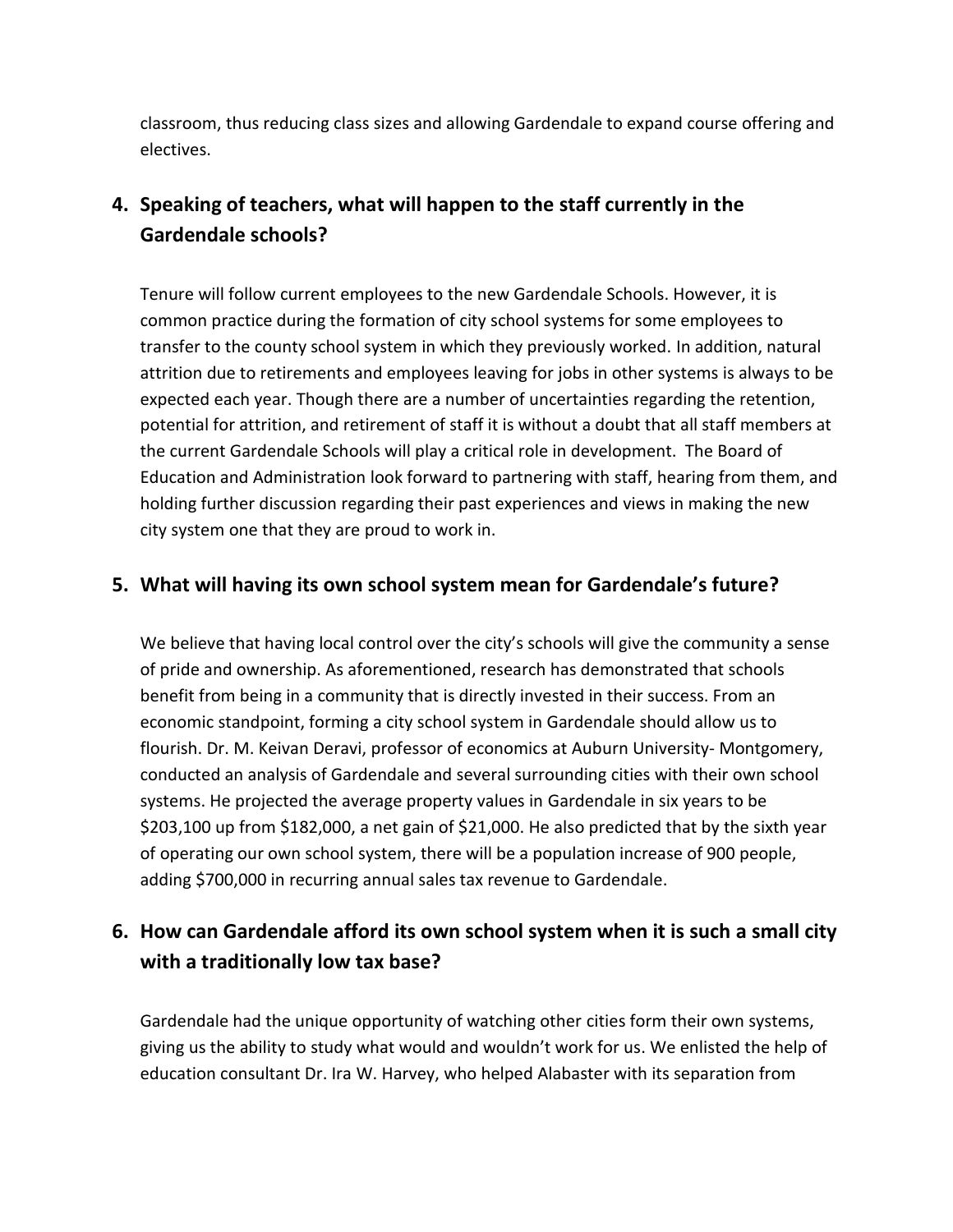classroom, thus reducing class sizes and allowing Gardendale to expand course offering and electives.

## 4. Speaking of teachers, what will happen to the staff currently in the Gardendale schools?

Tenure will follow current employees to the new Gardendale Schools. However, it is common practice during the formation of city school systems for some employees to transfer to the county school system in which they previously worked. In addition, natural attrition due to retirements and employees leaving for jobs in other systems is always to be expected each year. Though there are a number of uncertainties regarding the retention, potential for attrition, and retirement of staff it is without a doubt that all staff members at the current Gardendale Schools will play a critical role in development. The Board of Education and Administration look forward to partnering with staff, hearing from them, and holding further discussion regarding their past experiences and views in making the new city system one that they are proud to work in.

## 5. What will having its own school system mean for Gardendale's future?

We believe that having local control over the city's schools will give the community a sense of pride and ownership. As aforementioned, research has demonstrated that schools benefit from being in a community that is directly invested in their success. From an economic standpoint, forming a city school system in Gardendale should allow us to flourish. Dr. M. Keivan Deravi, professor of economics at Auburn University- Montgomery, conducted an analysis of Gardendale and several surrounding cities with their own school systems. He projected the average property values in Gardendale in six years to be $203,100 up from $182,000, a net gain of $21,000. He also predicted that by the sixth year of operating our own school system, there will be a population increase of 900 people, adding $700,000 in recurring annual sales tax revenue to Gardendale.

## 6. How can Gardendale afford its own school system when it is such a small city with a traditionally low tax base?

Gardendale had the unique opportunity of watching other cities form their own systems, giving us the ability to study what would and wouldn't work for us. We enlisted the help of education consultant Dr. Ira W. Harvey, who helped Alabaster with its separation from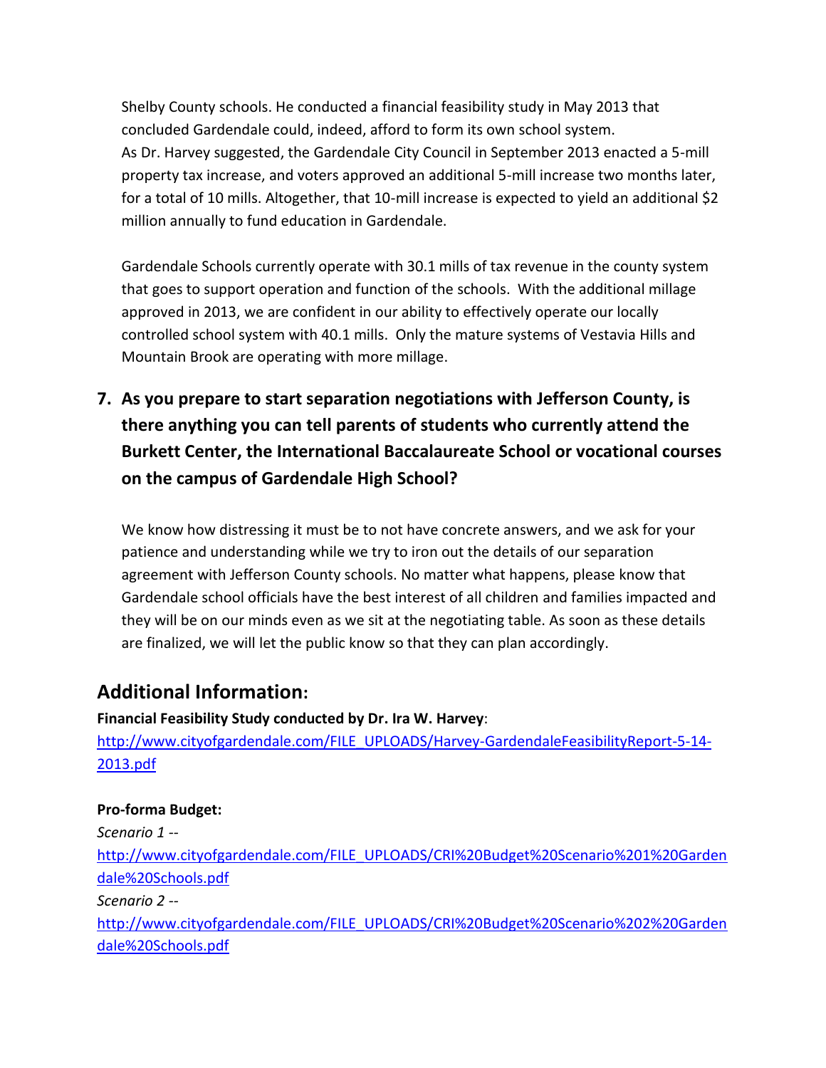Shelby County schools. He conducted a financial feasibility study in May 2013 that concluded Gardendale could, indeed, afford to form its own school system.
As Dr. Harvey suggested, the Gardendale City Council in September 2013 enacted a 5-mill property tax increase, and voters approved an additional 5-mill increase two months later, for a total of 10 mills. Altogether, that 10-mill increase is expected to yield an additional $2 million annually to fund education in Gardendale.

Gardendale Schools currently operate with 30.1 mills of tax revenue in the county system that goes to support operation and function of the schools. With the additional millage approved in 2013, we are confident in our ability to effectively operate our locally controlled school system with 40.1 mills. Only the mature systems of Vestavia Hills and Mountain Brook are operating with more millage.

**7. As you prepare to start separation negotiations with Jefferson County, is there anything you can tell parents of students who currently attend the Burkett Center, the International Baccalaureate School or vocational courses on the campus of Gardendale High School?**

We know how distressing it must be to not have concrete answers, and we ask for your patience and understanding while we try to iron out the details of our separation agreement with Jefferson County schools. No matter what happens, please know that Gardendale school officials have the best interest of all children and families impacted and they will be on our minds even as we sit at the negotiating table. As soon as these details are finalized, we will let the public know so that they can plan accordingly.

## Additional Information:

**Financial Feasibility Study conducted by Dr. Ira W. Harvey**:
http://www.cityofgardendale.com/FILE_UPLOADS/Harvey-GardendaleFeasibilityReport-5-14-2013.pdf

**Pro-forma Budget:**
*Scenario 1* --
http://www.cityofgardendale.com/FILE_UPLOADS/CRI%20Budget%20Scenario%201%20Gardendale%20Schools.pdf
*Scenario 2* --
http://www.cityofgardendale.com/FILE_UPLOADS/CRI%20Budget%20Scenario%202%20Gardendale%20Schools.pdf